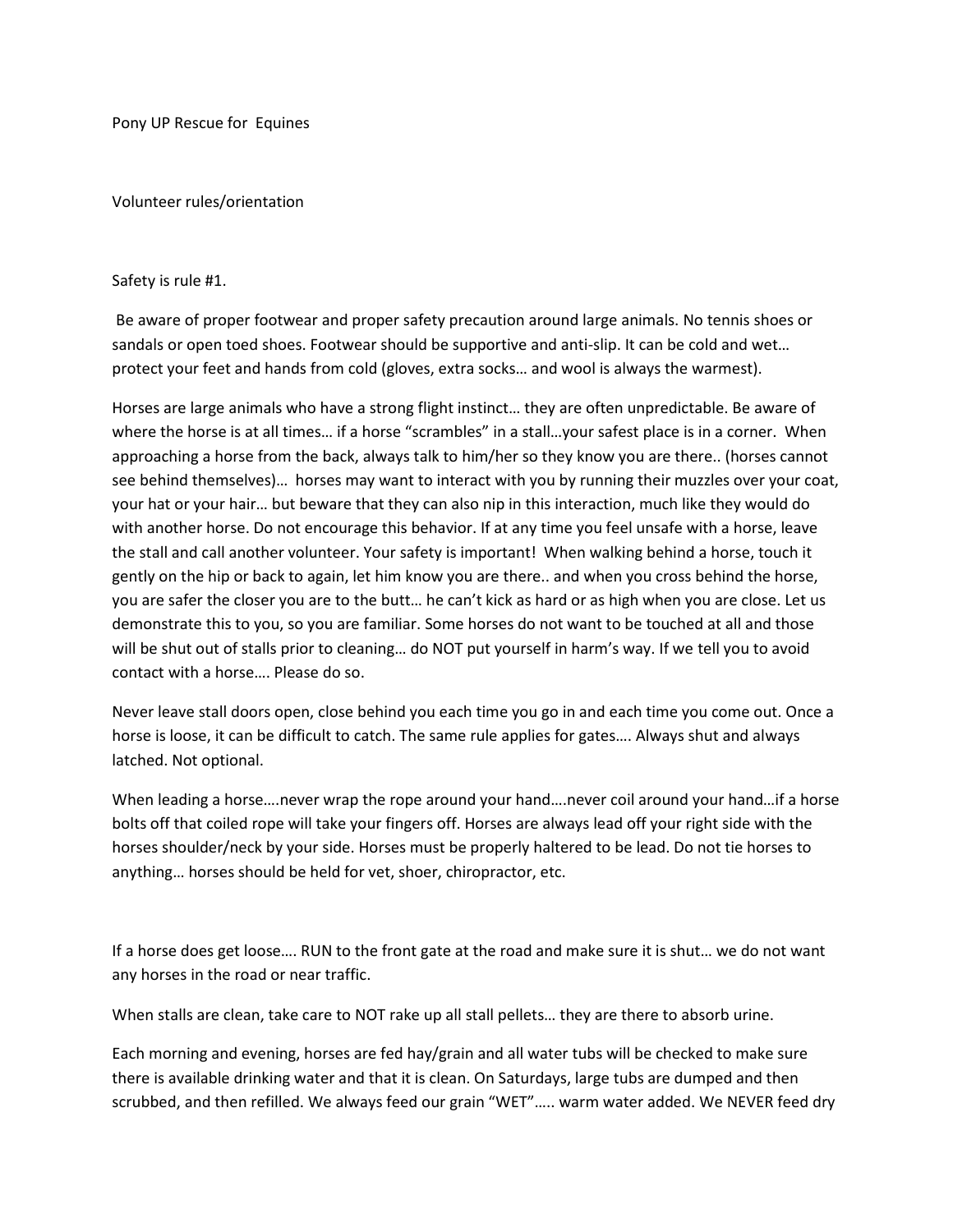Pony UP Rescue for Equines

Volunteer rules/orientation

Safety is rule #1.

Be aware of proper footwear and proper safety precaution around large animals. No tennis shoes or sandals or open toed shoes. Footwear should be supportive and anti-slip. It can be cold and wet… protect your feet and hands from cold (gloves, extra socks… and wool is always the warmest).

Horses are large animals who have a strong flight instinct… they are often unpredictable. Be aware of where the horse is at all times… if a horse “scrambles” in a stall…your safest place is in a corner. When approaching a horse from the back, always talk to him/her so they know you are there.. (horses cannot see behind themselves)… horses may want to interact with you by running their muzzles over your coat, your hat or your hair… but beware that they can also nip in this interaction, much like they would do with another horse. Do not encourage this behavior. If at any time you feel unsafe with a horse, leave the stall and call another volunteer. Your safety is important! When walking behind a horse, touch it gently on the hip or back to again, let him know you are there.. and when you cross behind the horse, you are safer the closer you are to the butt… he can’t kick as hard or as high when you are close. Let us demonstrate this to you, so you are familiar. Some horses do not want to be touched at all and those will be shut out of stalls prior to cleaning… do NOT put yourself in harm’s way. If we tell you to avoid contact with a horse…. Please do so.

Never leave stall doors open, close behind you each time you go in and each time you come out. Once a horse is loose, it can be difficult to catch. The same rule applies for gates…. Always shut and always latched. Not optional.

When leading a horse….never wrap the rope around your hand….never coil around your hand…if a horse bolts off that coiled rope will take your fingers off. Horses are always lead off your right side with the horses shoulder/neck by your side. Horses must be properly haltered to be lead. Do not tie horses to anything… horses should be held for vet, shoer, chiropractor, etc.

If a horse does get loose…. RUN to the front gate at the road and make sure it is shut… we do not want any horses in the road or near traffic.

When stalls are clean, take care to NOT rake up all stall pellets… they are there to absorb urine.

Each morning and evening, horses are fed hay/grain and all water tubs will be checked to make sure there is available drinking water and that it is clean. On Saturdays, large tubs are dumped and then scrubbed, and then refilled. We always feed our grain “WET”….. warm water added. We NEVER feed dry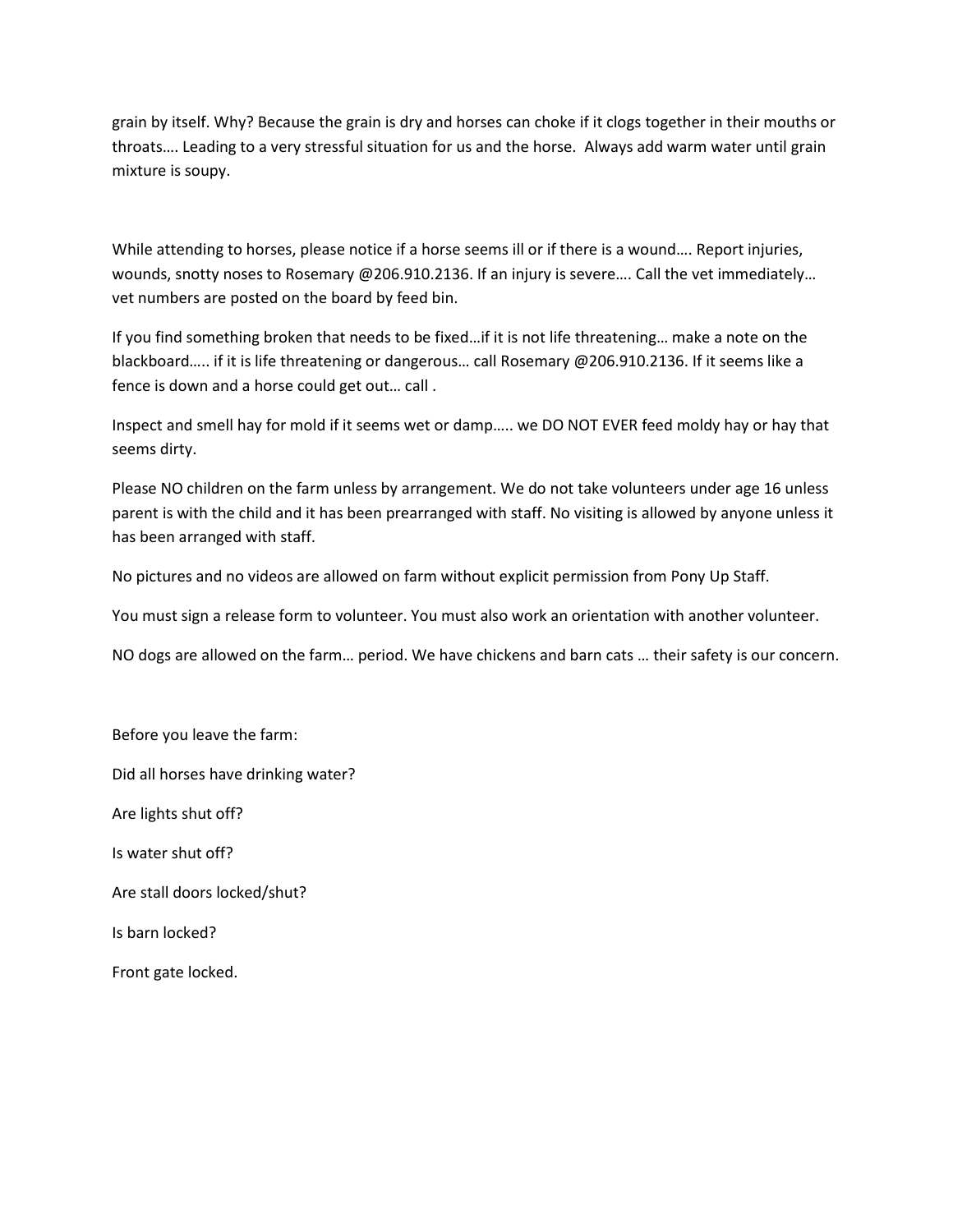grain by itself. Why? Because the grain is dry and horses can choke if it clogs together in their mouths or throats…. Leading to a very stressful situation for us and the horse. Always add warm water until grain mixture is soupy.

While attending to horses, please notice if a horse seems ill or if there is a wound…. Report injuries, wounds, snotty noses to Rosemary @206.910.2136. If an injury is severe…. Call the vet immediately… vet numbers are posted on the board by feed bin.

If you find something broken that needs to be fixed…if it is not life threatening… make a note on the blackboard….. if it is life threatening or dangerous… call Rosemary @206.910.2136. If it seems like a fence is down and a horse could get out… call .

Inspect and smell hay for mold if it seems wet or damp….. we DO NOT EVER feed moldy hay or hay that seems dirty.

Please NO children on the farm unless by arrangement. We do not take volunteers under age 16 unless parent is with the child and it has been prearranged with staff. No visiting is allowed by anyone unless it has been arranged with staff.

No pictures and no videos are allowed on farm without explicit permission from Pony Up Staff.

You must sign a release form to volunteer. You must also work an orientation with another volunteer.

NO dogs are allowed on the farm… period. We have chickens and barn cats … their safety is our concern.

Before you leave the farm:

Did all horses have drinking water?

Are lights shut off?

Is water shut off?

Are stall doors locked/shut?

Is barn locked?

Front gate locked.